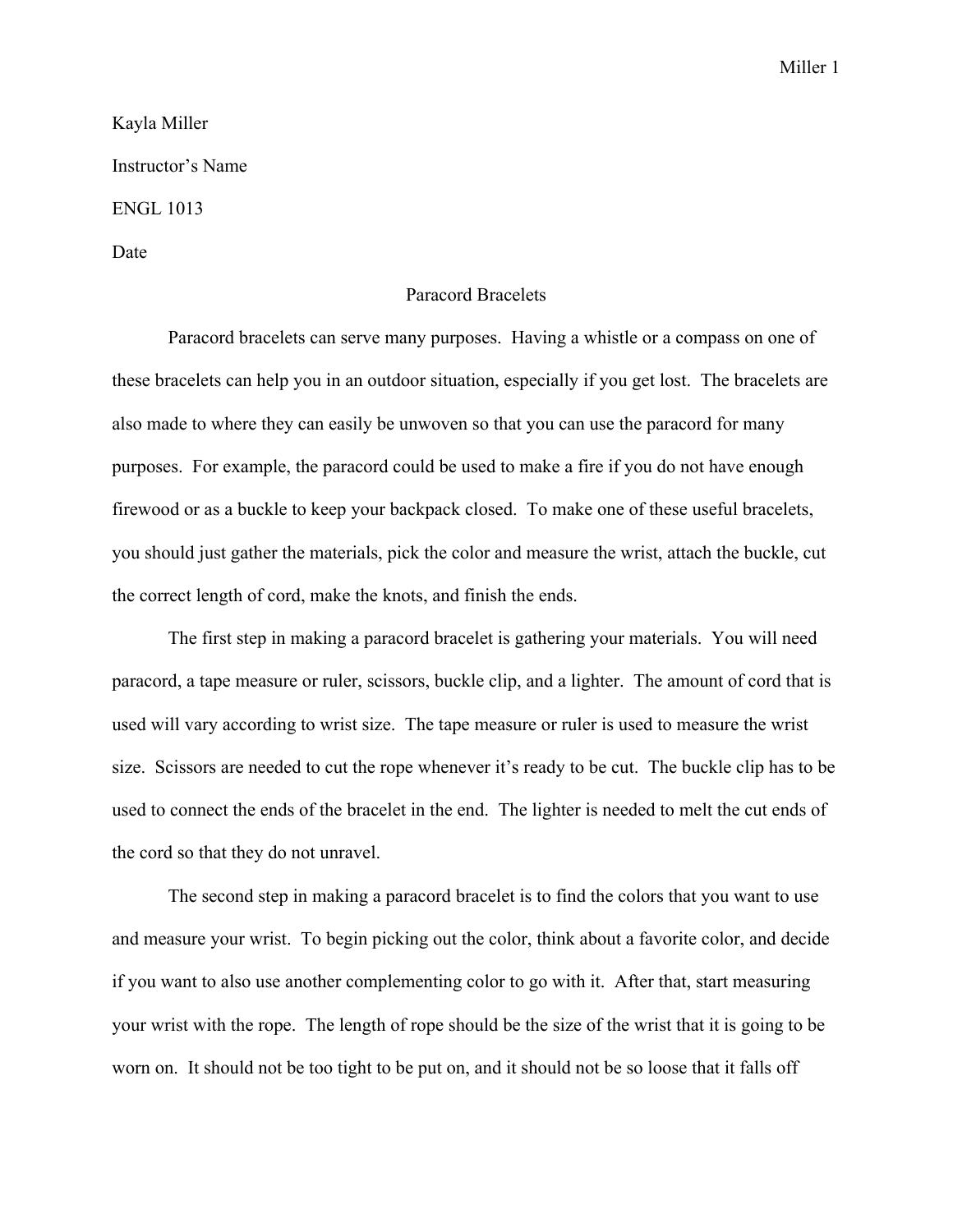Kayla Miller

Instructor's Name

ENGL 1013

Date

# Paracord Bracelets

Paracord bracelets can serve many purposes. Having a whistle or a compass on one of these bracelets can help you in an outdoor situation, especially if you get lost. The bracelets are also made to where they can easily be unwoven so that you can use the paracord for many purposes. For example, the paracord could be used to make a fire if you do not have enough firewood or as a buckle to keep your backpack closed. To make one of these useful bracelets, you should just gather the materials, pick the color and measure the wrist, attach the buckle, cut the correct length of cord, make the knots, and finish the ends.

The first step in making a paracord bracelet is gathering your materials. You will need paracord, a tape measure or ruler, scissors, buckle clip, and a lighter. The amount of cord that is used will vary according to wrist size. The tape measure or ruler is used to measure the wrist size. Scissors are needed to cut the rope whenever it's ready to be cut. The buckle clip has to be used to connect the ends of the bracelet in the end. The lighter is needed to melt the cut ends of the cord so that they do not unravel.

The second step in making a paracord bracelet is to find the colors that you want to use and measure your wrist. To begin picking out the color, think about a favorite color, and decide if you want to also use another complementing color to go with it. After that, start measuring your wrist with the rope. The length of rope should be the size of the wrist that it is going to be worn on. It should not be too tight to be put on, and it should not be so loose that it falls off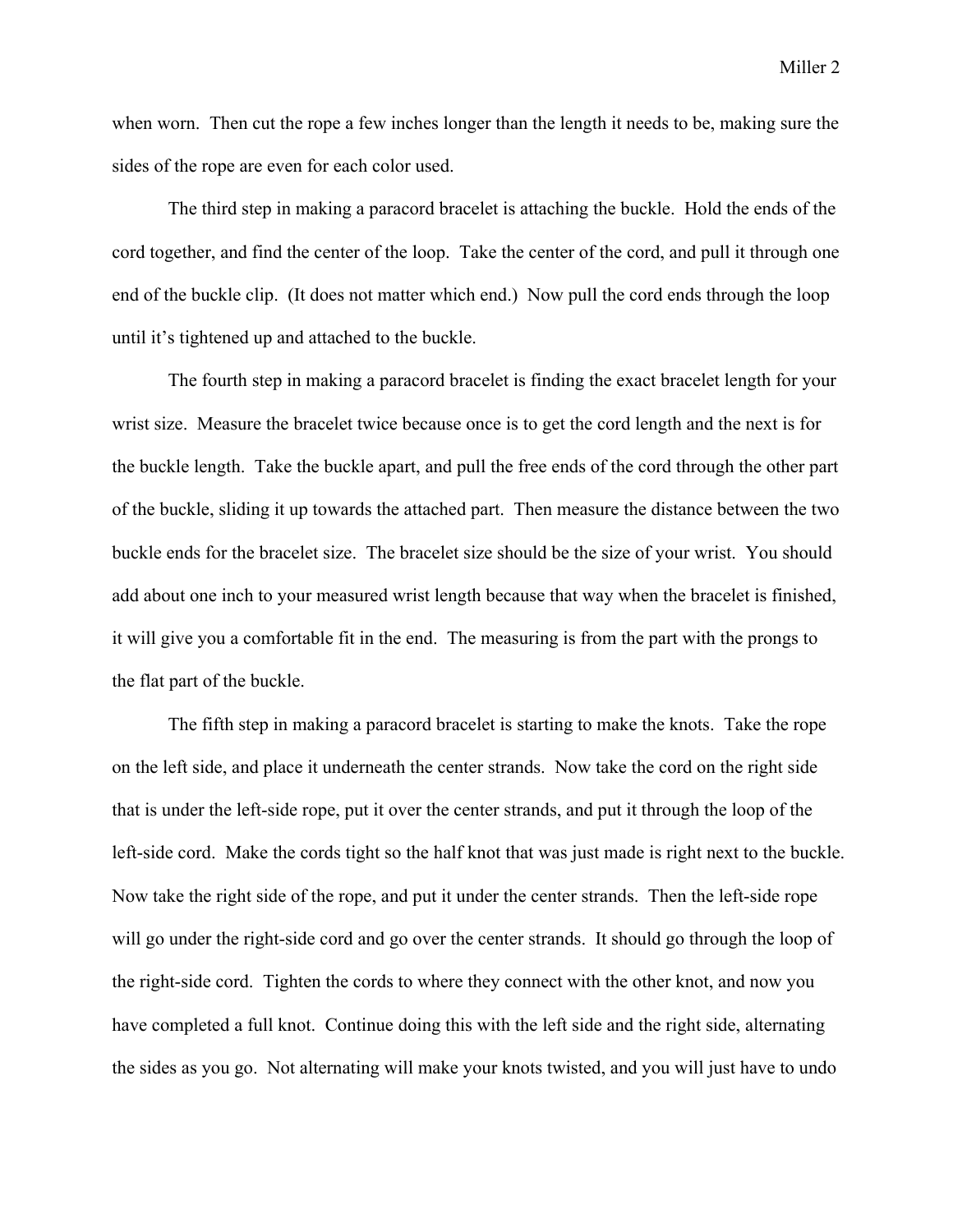when worn. Then cut the rope a few inches longer than the length it needs to be, making sure the sides of the rope are even for each color used.

The third step in making a paracord bracelet is attaching the buckle. Hold the ends of the cord together, and find the center of the loop. Take the center of the cord, and pull it through one end of the buckle clip. (It does not matter which end.) Now pull the cord ends through the loop until it's tightened up and attached to the buckle.

The fourth step in making a paracord bracelet is finding the exact bracelet length for your wrist size. Measure the bracelet twice because once is to get the cord length and the next is for the buckle length. Take the buckle apart, and pull the free ends of the cord through the other part of the buckle, sliding it up towards the attached part. Then measure the distance between the two buckle ends for the bracelet size. The bracelet size should be the size of your wrist. You should add about one inch to your measured wrist length because that way when the bracelet is finished, it will give you a comfortable fit in the end. The measuring is from the part with the prongs to the flat part of the buckle.

The fifth step in making a paracord bracelet is starting to make the knots. Take the rope on the left side, and place it underneath the center strands. Now take the cord on the right side that is under the left-side rope, put it over the center strands, and put it through the loop of the left-side cord. Make the cords tight so the half knot that was just made is right next to the buckle. Now take the right side of the rope, and put it under the center strands. Then the left-side rope will go under the right-side cord and go over the center strands. It should go through the loop of the right-side cord. Tighten the cords to where they connect with the other knot, and now you have completed a full knot. Continue doing this with the left side and the right side, alternating the sides as you go. Not alternating will make your knots twisted, and you will just have to undo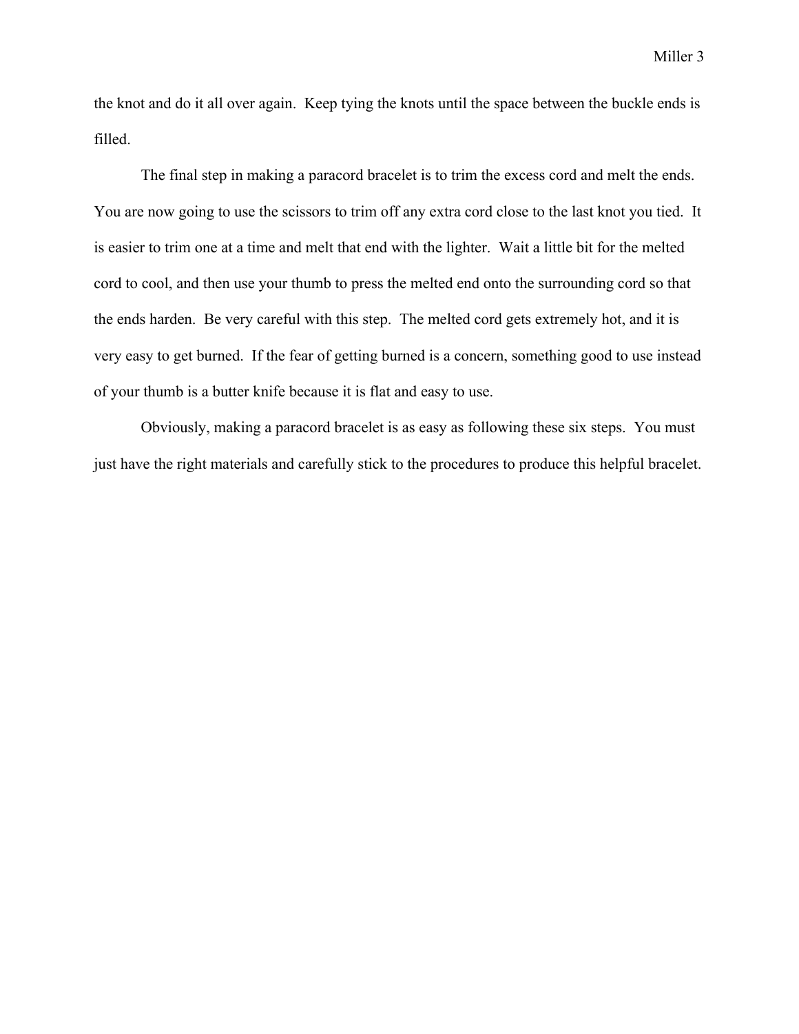the knot and do it all over again. Keep tying the knots until the space between the buckle ends is filled.

The final step in making a paracord bracelet is to trim the excess cord and melt the ends. You are now going to use the scissors to trim off any extra cord close to the last knot you tied. It is easier to trim one at a time and melt that end with the lighter. Wait a little bit for the melted cord to cool, and then use your thumb to press the melted end onto the surrounding cord so that the ends harden. Be very careful with this step. The melted cord gets extremely hot, and it is very easy to get burned. If the fear of getting burned is a concern, something good to use instead of your thumb is a butter knife because it is flat and easy to use.

Obviously, making a paracord bracelet is as easy as following these six steps. You must just have the right materials and carefully stick to the procedures to produce this helpful bracelet.